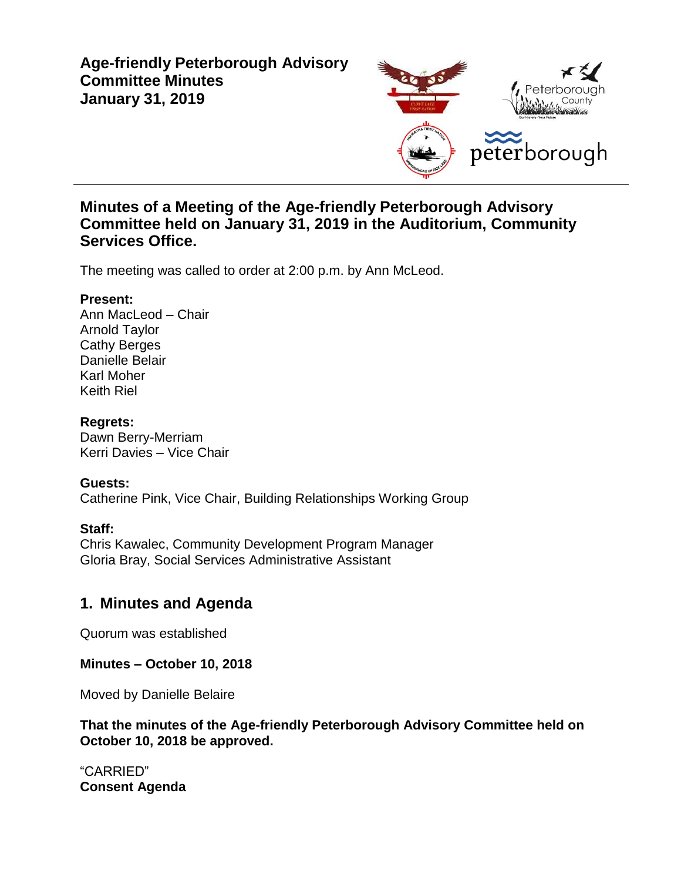# Age-friendly Peterborough Advisory Committee Minutes
# January 31, 2019

## Minutes of a Meeting of the Age-friendly Peterborough Advisory Committee held on January 31, 2019 in the Auditorium, Community Services Office.

The meeting was called to order at 2:00 p.m. by Ann McLeod.

**Present:**
Ann MacLeod – Chair
Arnold Taylor
Cathy Berges
Danielle Belair
Karl Moher
Keith Riel

**Regrets:**
Dawn Berry-Merriam
Kerri Davies – Vice Chair

**Guests:**
Catherine Pink, Vice Chair, Building Relationships Working Group

**Staff:**
Chris Kawalec, Community Development Program Manager
Gloria Bray, Social Services Administrative Assistant

## 1. Minutes and Agenda

Quorum was established

**Minutes – October 10, 2018**

Moved by Danielle Belaire

**That the minutes of the Age-friendly Peterborough Advisory Committee held on October 10, 2018 be approved.**

"CARRIED"

**Consent Agenda**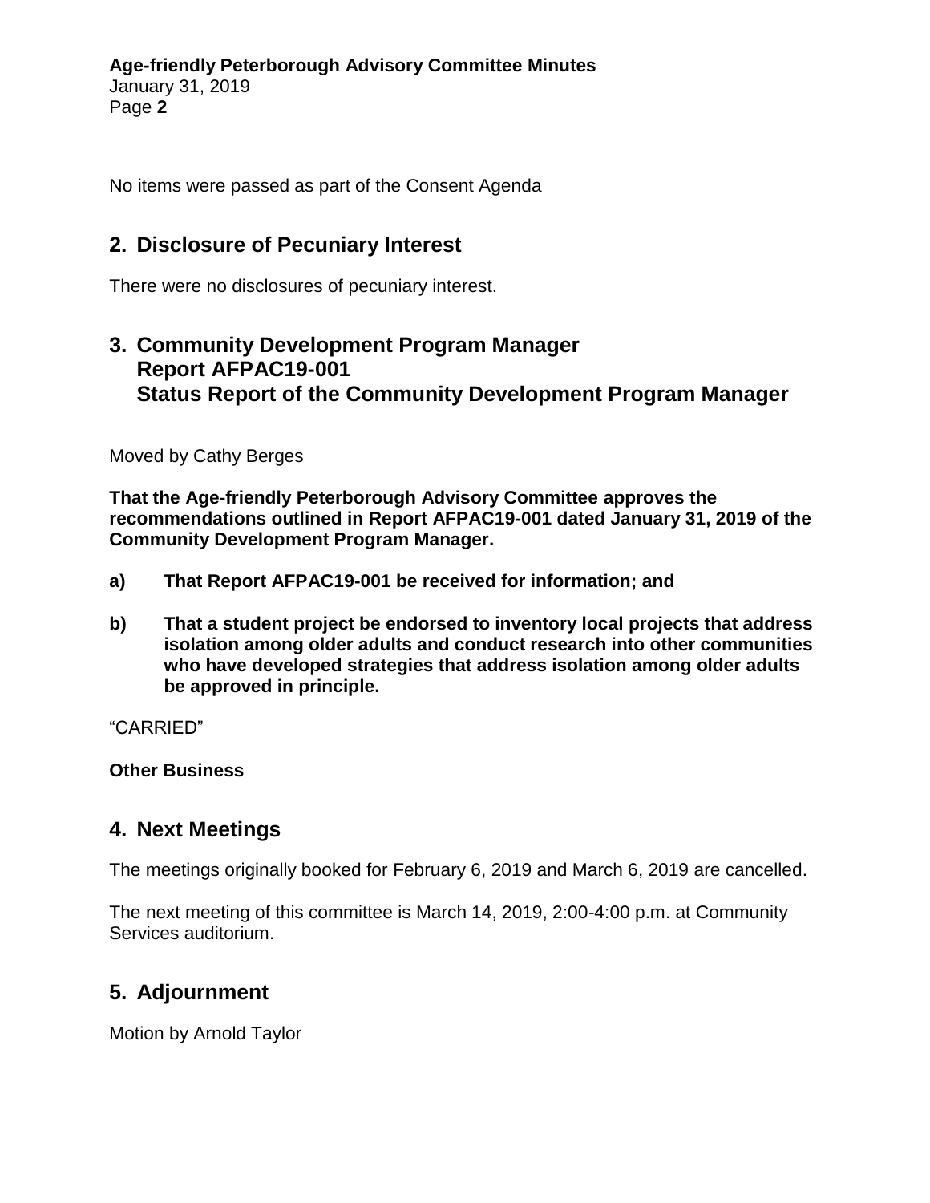No items were passed as part of the Consent Agenda

## 2. Disclosure of Pecuniary Interest

There were no disclosures of pecuniary interest.

## 3. Community Development Program Manager Report AFPAC19-001 Status Report of the Community Development Program Manager

Moved by Cathy Berges

**That the Age-friendly Peterborough Advisory Committee approves the recommendations outlined in Report AFPAC19-001 dated January 31, 2019 of the Community Development Program Manager.**

**a) That Report AFPAC19-001 be received for information; and**

**b) That a student project be endorsed to inventory local projects that address isolation among older adults and conduct research into other communities who have developed strategies that address isolation among older adults be approved in principle.**

"CARRIED"

**Other Business**

## 4. Next Meetings

The meetings originally booked for February 6, 2019 and March 6, 2019 are cancelled.

The next meeting of this committee is March 14, 2019, 2:00-4:00 p.m. at Community Services auditorium.

## 5. Adjournment

Motion by Arnold Taylor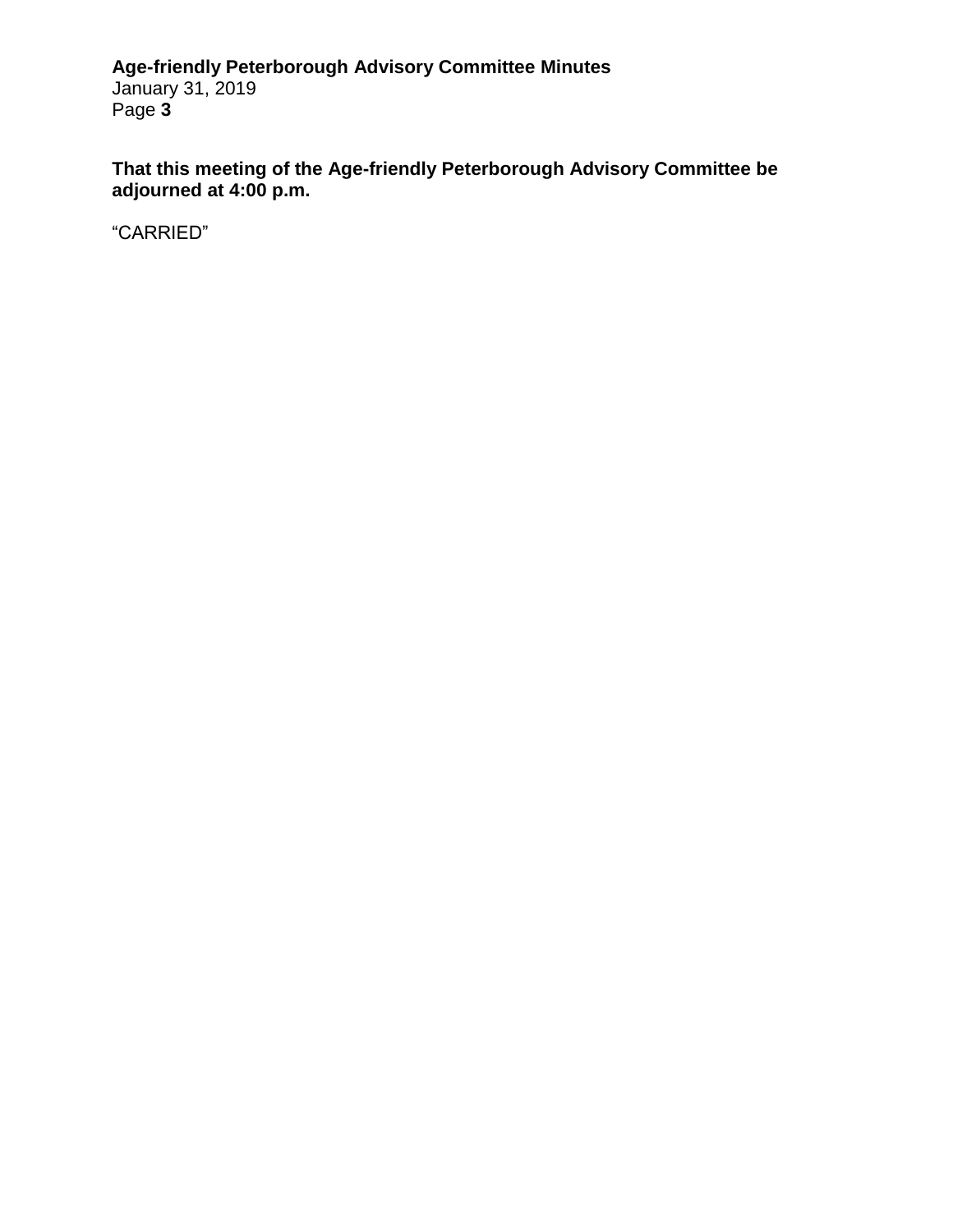**That this meeting of the Age-friendly Peterborough Advisory Committee be adjourned at 4:00 p.m.**

"CARRIED"